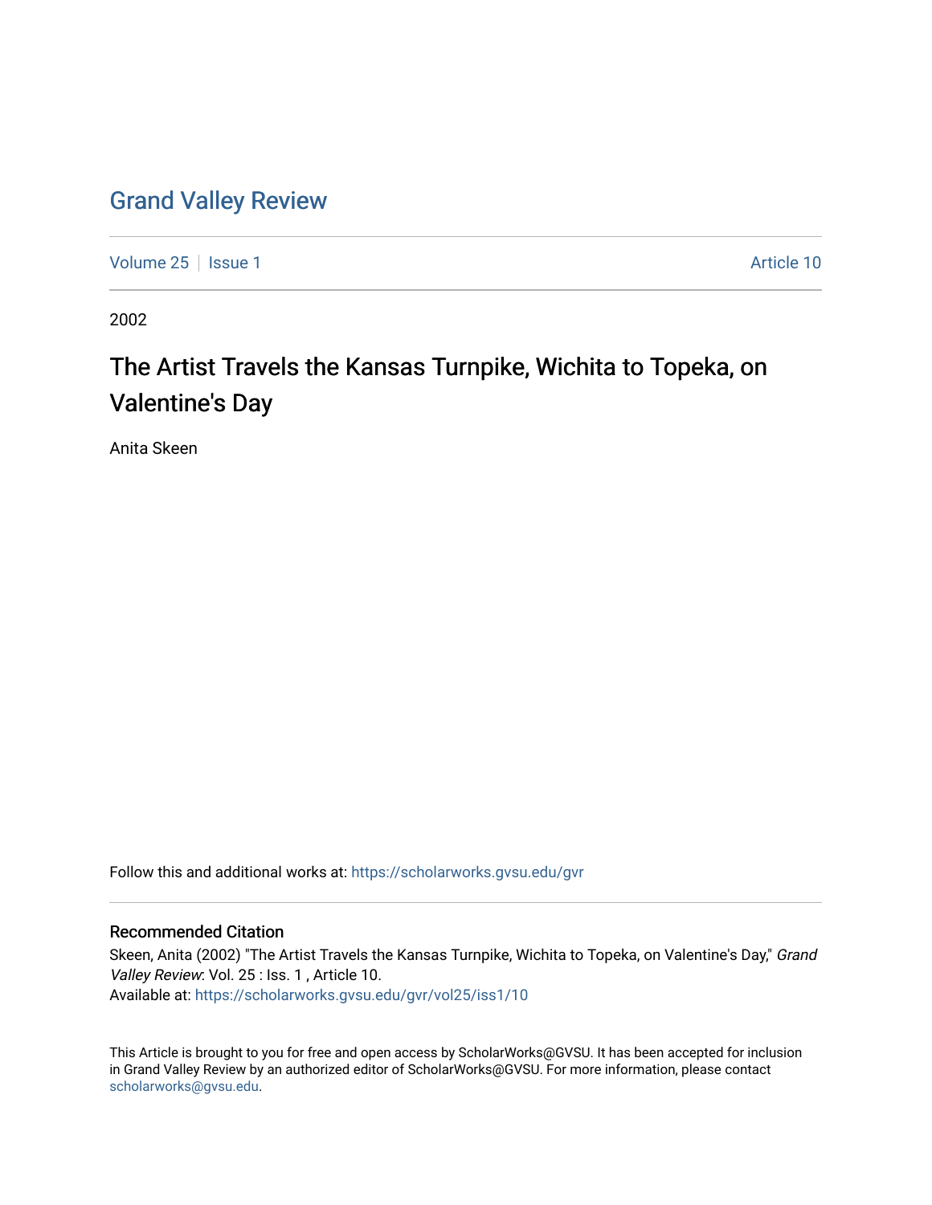# Grand Valley Review

Volume 25 | Issue 1 Article 10

2002

## The Artist Travels the Kansas Turnpike, Wichita to Topeka, on Valentine's Day

Anita Skeen

Follow this and additional works at: https://scholarworks.gvsu.edu/gvr

### Recommended Citation

Skeen, Anita (2002) "The Artist Travels the Kansas Turnpike, Wichita to Topeka, on Valentine's Day," *Grand Valley Review*: Vol. 25 : Iss. 1 , Article 10.
Available at: https://scholarworks.gvsu.edu/gvr/vol25/iss1/10

This Article is brought to you for free and open access by ScholarWorks@GVSU. It has been accepted for inclusion in Grand Valley Review by an authorized editor of ScholarWorks@GVSU. For more information, please contact scholarworks@gvsu.edu.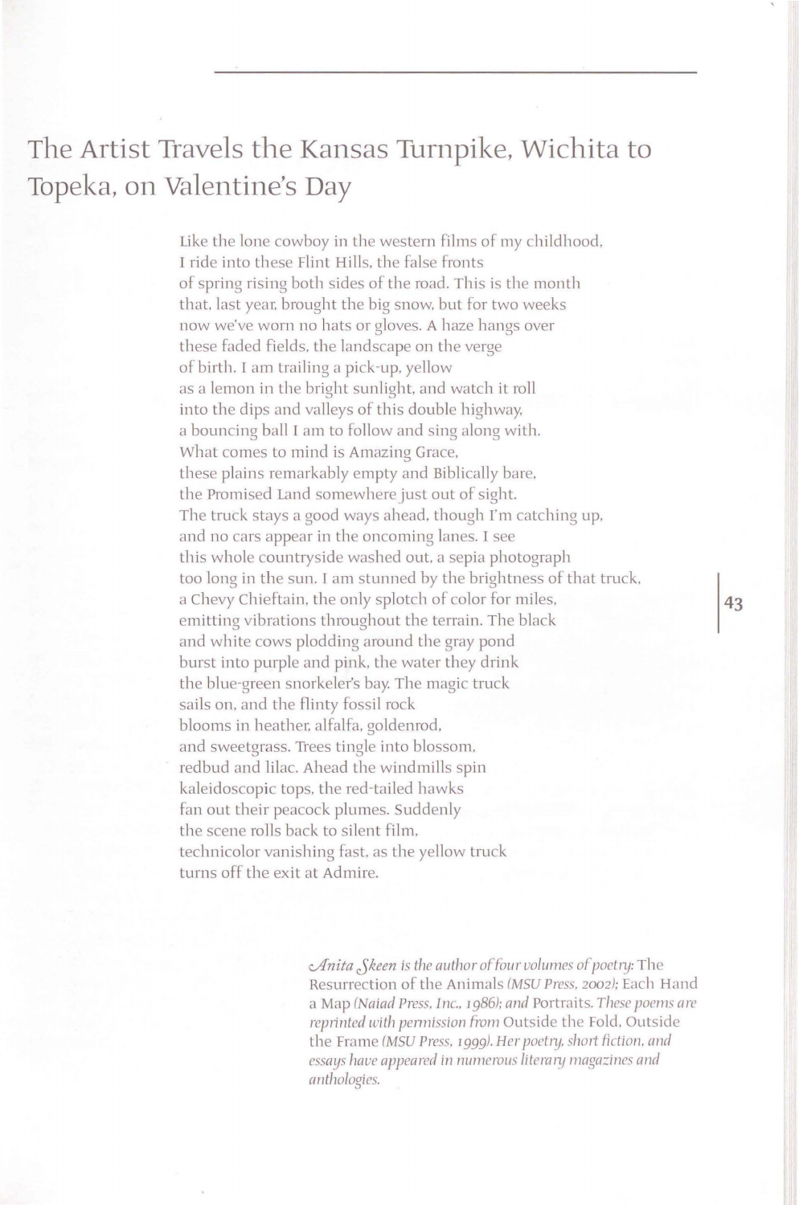# The Artist Travels the Kansas Turnpike, Wichita to Topeka, on Valentine's Day

Like the lone cowboy in the western films of my childhood,
I ride into these Flint Hills, the false fronts
of spring rising both sides of the road. This is the month
that, last year, brought the big snow, but for two weeks
now we've worn no hats or gloves. A haze hangs over
these faded fields, the landscape on the verge
of birth. I am trailing a pick-up, yellow
as a lemon in the bright sunlight, and watch it roll
into the dips and valleys of this double highway,
a bouncing ball I am to follow and sing along with.
What comes to mind is Amazing Grace,
these plains remarkably empty and Biblically bare,
the Promised Land somewhere just out of sight.
The truck stays a good ways ahead, though I'm catching up,
and no cars appear in the oncoming lanes. I see
this whole countryside washed out, a sepia photograph
too long in the sun. I am stunned by the brightness of that truck,
a Chevy Chieftain, the only splotch of color for miles,
emitting vibrations throughout the terrain. The black
and white cows plodding around the gray pond
burst into purple and pink, the water they drink
the blue-green snorkeler's bay. The magic truck
sails on, and the flinty fossil rock
blooms in heather, alfalfa, goldenrod,
and sweetgrass. Trees tingle into blossom,
redbud and lilac. Ahead the windmills spin
kaleidoscopic tops, the red-tailed hawks
fan out their peacock plumes. Suddenly
the scene rolls back to silent film,
technicolor vanishing fast, as the yellow truck
turns off the exit at Admire.

*Anita Skeen is the author of four volumes of poetry:* The Resurrection of the Animals *(MSU Press, 2002);* Each Hand a Map *(Naiad Press, Inc., 1986); and* Portraits. *These poems are reprinted with permission from* Outside the Fold, Outside the Frame *(MSU Press, 1999). Her poetry, short fiction, and essays have appeared in numerous literary magazines and anthologies.*